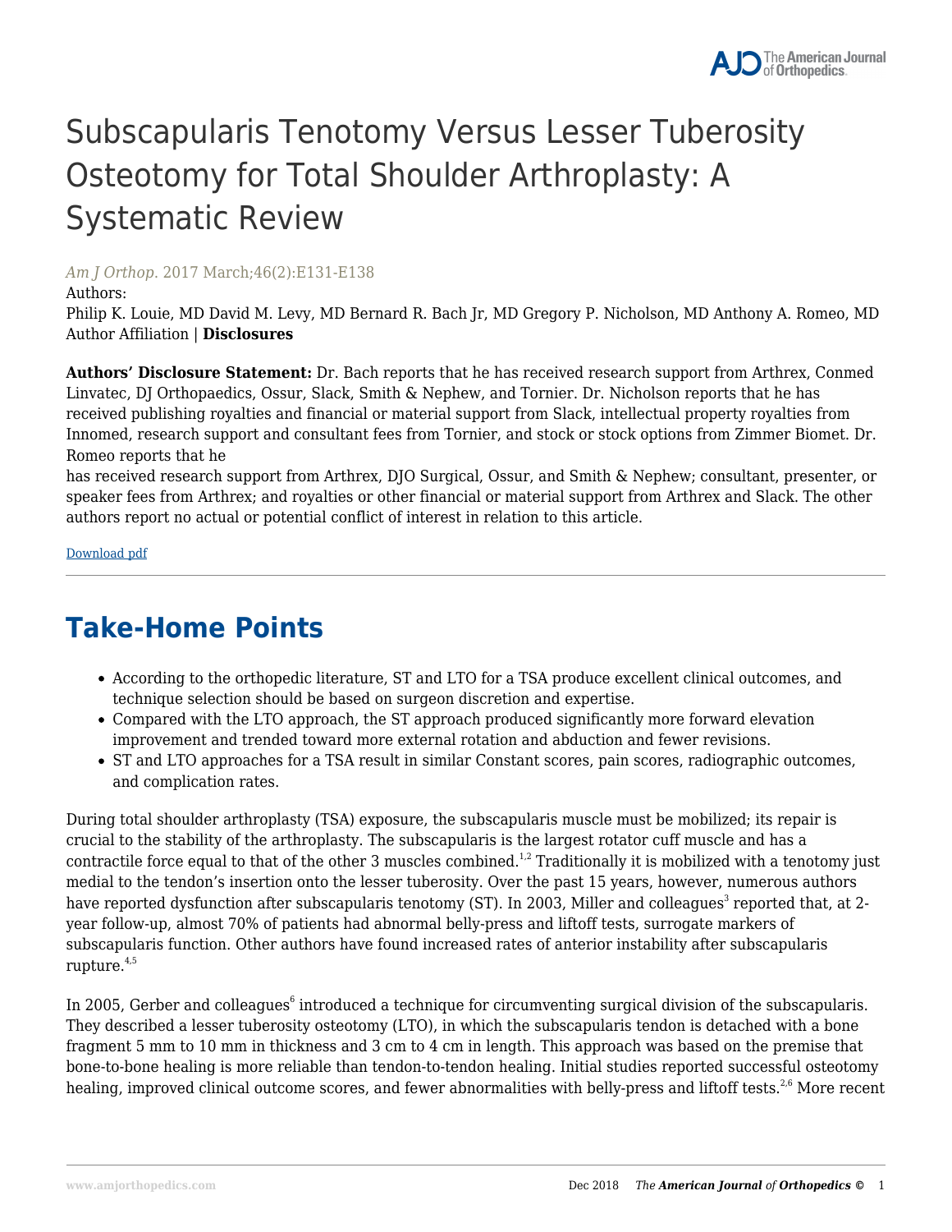# Subscapularis Tenotomy Versus Lesser Tuberosity Osteotomy for Total Shoulder Arthroplasty: A Systematic Review

*Am J Orthop.* 2017 March;46(2):E131-E138

Authors:

Philip K. Louie, MD David M. Levy, MD Bernard R. Bach Jr, MD Gregory P. Nicholson, MD Anthony A. Romeo, MD

Author Affiliation | **Disclosures**

**Authors' Disclosure Statement:** Dr. Bach reports that he has received research support from Arthrex, Conmed Linvatec, DJ Orthopaedics, Ossur, Slack, Smith & Nephew, and Tornier. Dr. Nicholson reports that he has received publishing royalties and financial or material support from Slack, intellectual property royalties from Innomed, research support and consultant fees from Tornier, and stock or stock options from Zimmer Biomet. Dr. Romeo reports that he has received research support from Arthrex, DJO Surgical, Ossur, and Smith & Nephew; consultant, presenter, or speaker fees from Arthrex; and royalties or other financial or material support from Arthrex and Slack. The other authors report no actual or potential conflict of interest in relation to this article.

Download pdf

## Take-Home Points

- According to the orthopedic literature, ST and LTO for a TSA produce excellent clinical outcomes, and technique selection should be based on surgeon discretion and expertise.
- Compared with the LTO approach, the ST approach produced significantly more forward elevation improvement and trended toward more external rotation and abduction and fewer revisions.
- ST and LTO approaches for a TSA result in similar Constant scores, pain scores, radiographic outcomes, and complication rates.

During total shoulder arthroplasty (TSA) exposure, the subscapularis muscle must be mobilized; its repair is crucial to the stability of the arthroplasty. The subscapularis is the largest rotator cuff muscle and has a contractile force equal to that of the other 3 muscles combined.[1,2] Traditionally it is mobilized with a tenotomy just medial to the tendon's insertion onto the lesser tuberosity. Over the past 15 years, however, numerous authors have reported dysfunction after subscapularis tenotomy (ST). In 2003, Miller and colleagues[3] reported that, at 2-year follow-up, almost 70% of patients had abnormal belly-press and liftoff tests, surrogate markers of subscapularis function. Other authors have found increased rates of anterior instability after subscapularis rupture.[4,5]

In 2005, Gerber and colleagues[6] introduced a technique for circumventing surgical division of the subscapularis. They described a lesser tuberosity osteotomy (LTO), in which the subscapularis tendon is detached with a bone fragment 5 mm to 10 mm in thickness and 3 cm to 4 cm in length. This approach was based on the premise that bone-to-bone healing is more reliable than tendon-to-tendon healing. Initial studies reported successful osteotomy healing, improved clinical outcome scores, and fewer abnormalities with belly-press and liftoff tests.[2,6] More recent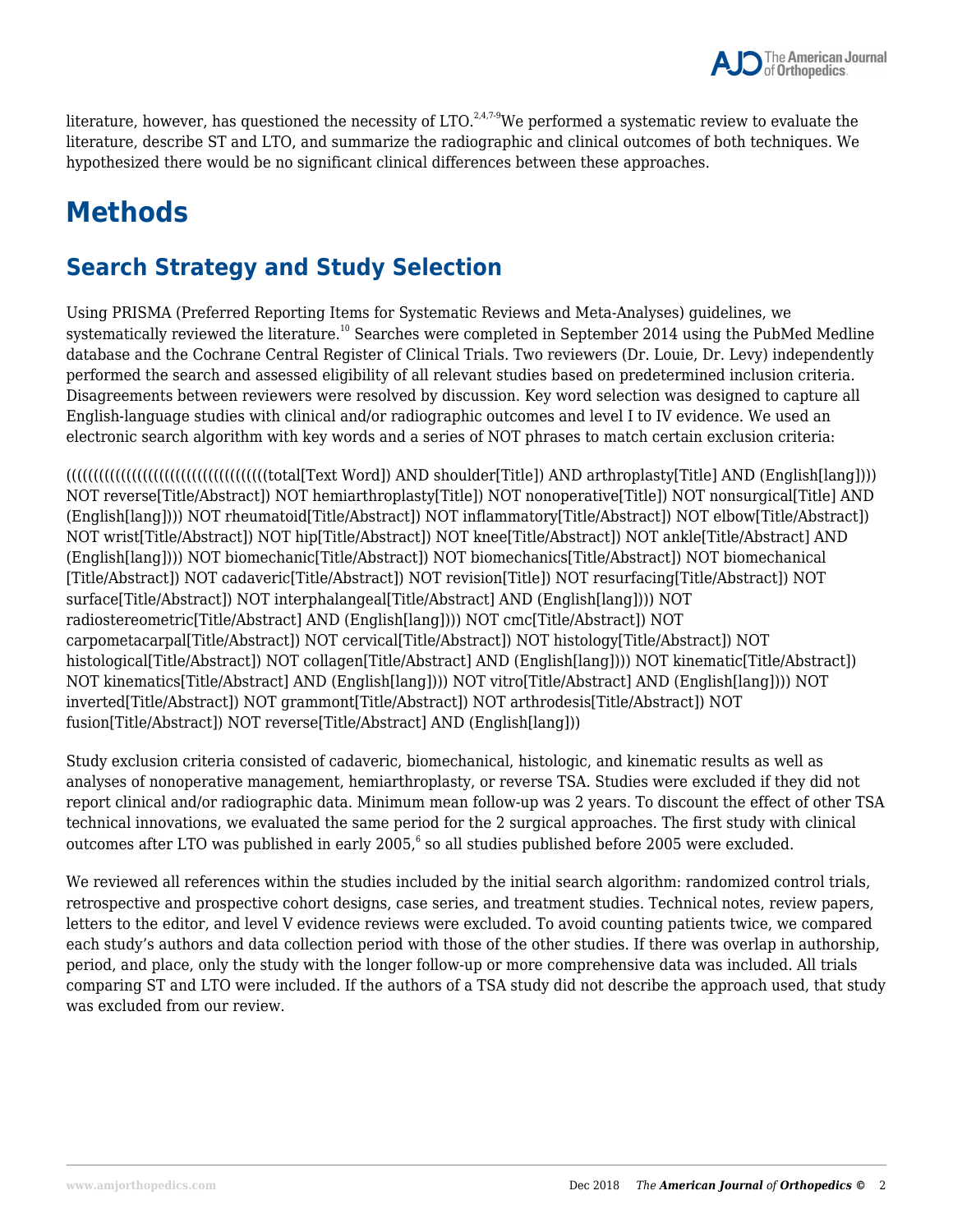literature, however, has questioned the necessity of LTO.[2,4,7-9] We performed a systematic review to evaluate the literature, describe ST and LTO, and summarize the radiographic and clinical outcomes of both techniques. We hypothesized there would be no significant clinical differences between these approaches.

# Methods

## Search Strategy and Study Selection

Using PRISMA (Preferred Reporting Items for Systematic Reviews and Meta-Analyses) guidelines, we systematically reviewed the literature.[10] Searches were completed in September 2014 using the PubMed Medline database and the Cochrane Central Register of Clinical Trials. Two reviewers (Dr. Louie, Dr. Levy) independently performed the search and assessed eligibility of all relevant studies based on predetermined inclusion criteria. Disagreements between reviewers were resolved by discussion. Key word selection was designed to capture all English-language studies with clinical and/or radiographic outcomes and level I to IV evidence. We used an electronic search algorithm with key words and a series of NOT phrases to match certain exclusion criteria:

((((((((((((((((((((((((((((((((((((total[Text Word]) AND shoulder[Title]) AND arthroplasty[Title] AND (English[lang]))) NOT reverse[Title/Abstract]) NOT hemiarthroplasty[Title]) NOT nonoperative[Title]) NOT nonsurgical[Title] AND (English[lang]))) NOT rheumatoid[Title/Abstract]) NOT inflammatory[Title/Abstract]) NOT elbow[Title/Abstract]) NOT wrist[Title/Abstract]) NOT hip[Title/Abstract]) NOT knee[Title/Abstract]) NOT ankle[Title/Abstract] AND (English[lang]))) NOT biomechanic[Title/Abstract]) NOT biomechanics[Title/Abstract]) NOT biomechanical [Title/Abstract]) NOT cadaveric[Title/Abstract]) NOT revision[Title]) NOT resurfacing[Title/Abstract]) NOT surface[Title/Abstract]) NOT interphalangeal[Title/Abstract] AND (English[lang]))) NOT radiostereometric[Title/Abstract] AND (English[lang]))) NOT cmc[Title/Abstract]) NOT carpometacarpal[Title/Abstract]) NOT cervical[Title/Abstract]) NOT histology[Title/Abstract]) NOT histological[Title/Abstract]) NOT collagen[Title/Abstract] AND (English[lang]))) NOT kinematic[Title/Abstract]) NOT kinematics[Title/Abstract] AND (English[lang]))) NOT vitro[Title/Abstract] AND (English[lang]))) NOT inverted[Title/Abstract]) NOT grammont[Title/Abstract]) NOT arthrodesis[Title/Abstract]) NOT fusion[Title/Abstract]) NOT reverse[Title/Abstract] AND (English[lang]))

Study exclusion criteria consisted of cadaveric, biomechanical, histologic, and kinematic results as well as analyses of nonoperative management, hemiarthroplasty, or reverse TSA. Studies were excluded if they did not report clinical and/or radiographic data. Minimum mean follow-up was 2 years. To discount the effect of other TSA technical innovations, we evaluated the same period for the 2 surgical approaches. The first study with clinical outcomes after LTO was published in early 2005,[6] so all studies published before 2005 were excluded.

We reviewed all references within the studies included by the initial search algorithm: randomized control trials, retrospective and prospective cohort designs, case series, and treatment studies. Technical notes, review papers, letters to the editor, and level V evidence reviews were excluded. To avoid counting patients twice, we compared each study's authors and data collection period with those of the other studies. If there was overlap in authorship, period, and place, only the study with the longer follow-up or more comprehensive data was included. All trials comparing ST and LTO were included. If the authors of a TSA study did not describe the approach used, that study was excluded from our review.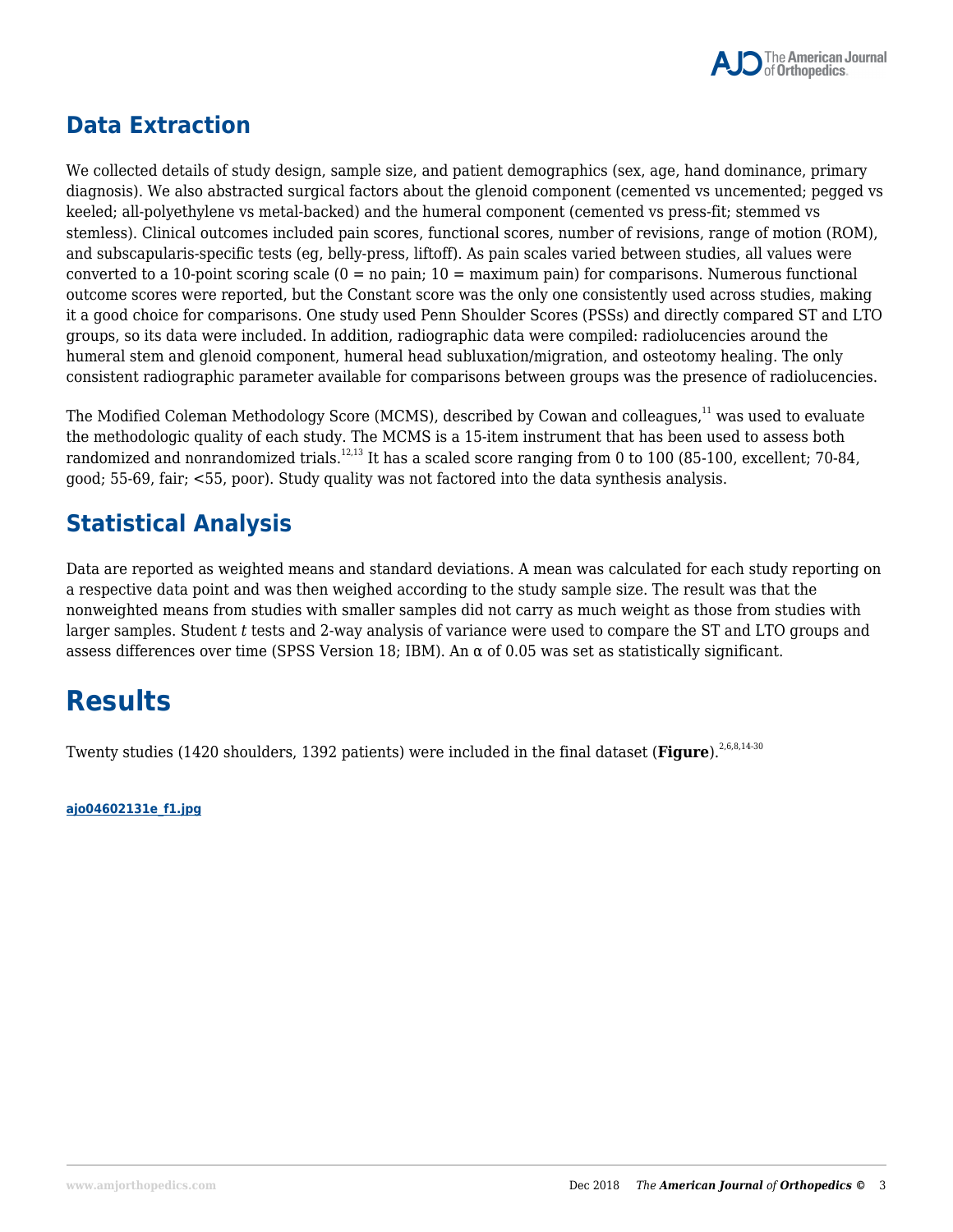## Data Extraction

We collected details of study design, sample size, and patient demographics (sex, age, hand dominance, primary diagnosis). We also abstracted surgical factors about the glenoid component (cemented vs uncemented; pegged vs keeled; all-polyethylene vs metal-backed) and the humeral component (cemented vs press-fit; stemmed vs stemless). Clinical outcomes included pain scores, functional scores, number of revisions, range of motion (ROM), and subscapularis-specific tests (eg, belly-press, liftoff). As pain scales varied between studies, all values were converted to a 10-point scoring scale (0 = no pain; 10 = maximum pain) for comparisons. Numerous functional outcome scores were reported, but the Constant score was the only one consistently used across studies, making it a good choice for comparisons. One study used Penn Shoulder Scores (PSSs) and directly compared ST and LTO groups, so its data were included. In addition, radiographic data were compiled: radiolucencies around the humeral stem and glenoid component, humeral head subluxation/migration, and osteotomy healing. The only consistent radiographic parameter available for comparisons between groups was the presence of radiolucencies.

The Modified Coleman Methodology Score (MCMS), described by Cowan and colleagues,[11] was used to evaluate the methodologic quality of each study. The MCMS is a 15-item instrument that has been used to assess both randomized and nonrandomized trials.[12,13] It has a scaled score ranging from 0 to 100 (85-100, excellent; 70-84, good; 55-69, fair; <55, poor). Study quality was not factored into the data synthesis analysis.

## Statistical Analysis

Data are reported as weighted means and standard deviations. A mean was calculated for each study reporting on a respective data point and was then weighed according to the study sample size. The result was that the nonweighted means from studies with smaller samples did not carry as much weight as those from studies with larger samples. Student *t* tests and 2-way analysis of variance were used to compare the ST and LTO groups and assess differences over time (SPSS Version 18; IBM). An $\alpha$ of 0.05 was set as statistically significant.

# Results

Twenty studies (1420 shoulders, 1392 patients) were included in the final dataset (**Figure**).[2,6,8,14-30]

ajo04602131e_f1.jpg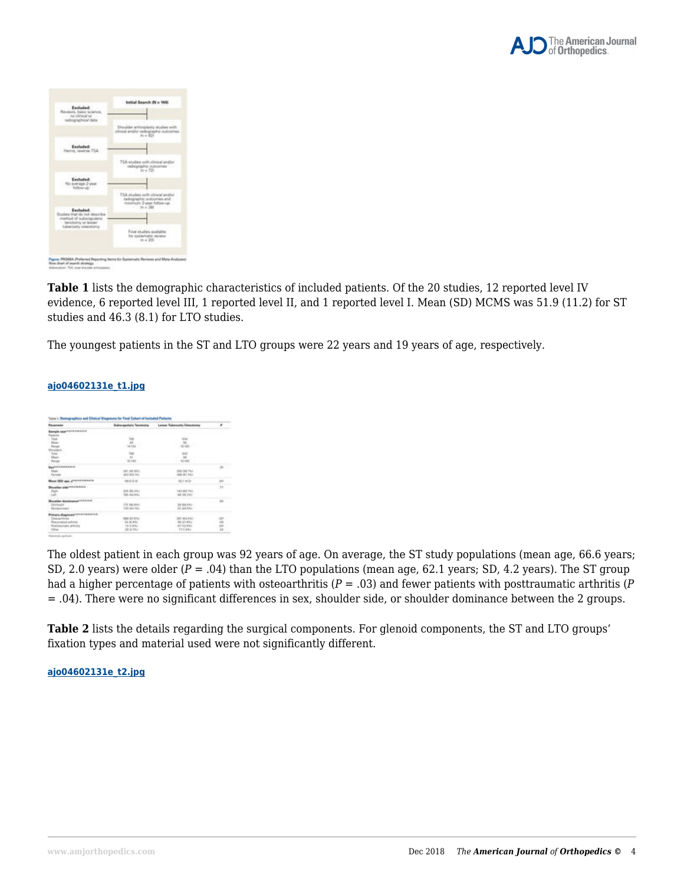Figure. PRISMA (Preferred Reporting Items for Systematic Reviews and Meta-Analyses) flow chart of search strategy.
Abbreviation: TSA, total shoulder arthroplasty.

**Table 1** lists the demographic characteristics of included patients. Of the 20 studies, 12 reported level IV evidence, 6 reported level III, 1 reported level II, and 1 reported level I. Mean (SD) MCMS was 51.9 (11.2) for ST studies and 46.3 (8.1) for LTO studies.

The youngest patients in the ST and LTO groups were 22 years and 19 years of age, respectively.

**ajo04602131e_t1.jpg**

The oldest patient in each group was 92 years of age. On average, the ST study populations (mean age, 66.6 years; SD, 2.0 years) were older ($P$ = .04) than the LTO populations (mean age, 62.1 years; SD, 4.2 years). The ST group had a higher percentage of patients with osteoarthritis ($P$ = .03) and fewer patients with posttraumatic arthritis ($P$ = .04). There were no significant differences in sex, shoulder side, or shoulder dominance between the 2 groups.

**Table 2** lists the details regarding the surgical components. For glenoid components, the ST and LTO groups' fixation types and material used were not significantly different.

**ajo04602131e_t2.jpg**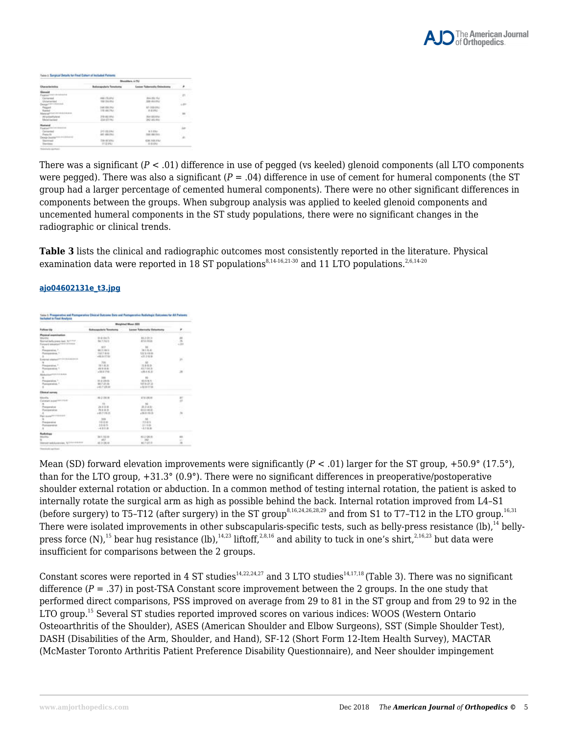Table 2. Surgical Details for Final Cohort of Included Patients

There was a significant ($P < .01$) difference in use of pegged (vs keeled) glenoid components (all LTO components were pegged). There was also a significant ($P = .04$) difference in use of cement for humeral components (the ST group had a larger percentage of cemented humeral components). There were no other significant differences in components between the groups. When subgroup analysis was applied to keeled glenoid components and uncemented humeral components in the ST study populations, there were no significant changes in the radiographic or clinical trends.

**Table 3** lists the clinical and radiographic outcomes most consistently reported in the literature. Physical examination data were reported in 18 ST populations[8,14-16,21-30] and 11 LTO populations.[2,6,14-20]

**ajo04602131e_t3.jpg**

Table 3. Preoperative and Postoperative Clinical Outcome Data and Postoperative Radiologic Outcomes for All Patients Included in Final Analysis

Mean (SD) forward elevation improvements were significantly ($P < .01$) larger for the ST group, +50.9° (17.5°), than for the LTO group, +31.3° (0.9°). There were no significant differences in preoperative/postoperative shoulder external rotation or abduction. In a common method of testing internal rotation, the patient is asked to internally rotate the surgical arm as high as possible behind the back. Internal rotation improved from L4–S1 (before surgery) to T5–T12 (after surgery) in the ST group[8,16,24,26,28,29] and from S1 to T7–T12 in the LTO group.[16,31] There were isolated improvements in other subscapularis-specific tests, such as belly-press resistance (lb),[14] belly-press force (N),[15] bear hug resistance (lb),[14,23] liftoff,[2,8,16] and ability to tuck in one's shirt,[2,16,23] but data were insufficient for comparisons between the 2 groups.

Constant scores were reported in 4 ST studies[14,22,24,27] and 3 LTO studies[14,17,18] (Table 3). There was no significant difference ($P = .37$) in post-TSA Constant score improvement between the 2 groups. In the one study that performed direct comparisons, PSS improved on average from 29 to 81 in the ST group and from 29 to 92 in the LTO group.[15] Several ST studies reported improved scores on various indices: WOOS (Western Ontario Osteoarthritis of the Shoulder), ASES (American Shoulder and Elbow Surgeons), SST (Simple Shoulder Test), DASH (Disabilities of the Arm, Shoulder, and Hand), SF-12 (Short Form 12-Item Health Survey), MACTAR (McMaster Toronto Arthritis Patient Preference Disability Questionnaire), and Neer shoulder impingement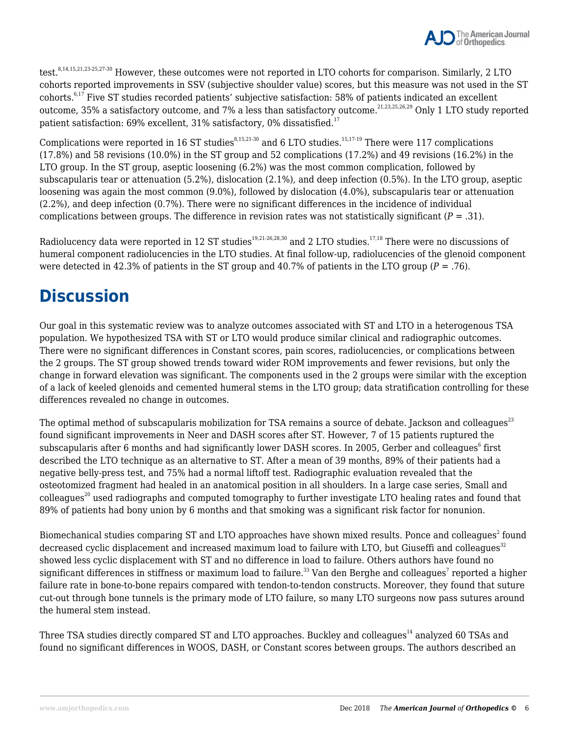test.[8,14,15,21,23-25,27-30] However, these outcomes were not reported in LTO cohorts for comparison. Similarly, 2 LTO cohorts reported improvements in SSV (subjective shoulder value) scores, but this measure was not used in the ST cohorts.[6,17] Five ST studies recorded patients' subjective satisfaction: 58% of patients indicated an excellent outcome, 35% a satisfactory outcome, and 7% a less than satisfactory outcome.[21,23,25,26,29] Only 1 LTO study reported patient satisfaction: 69% excellent, 31% satisfactory, 0% dissatisfied.[17]

Complications were reported in 16 ST studies[8,15,21-30] and 6 LTO studies.[15,17-19] There were 117 complications (17.8%) and 58 revisions (10.0%) in the ST group and 52 complications (17.2%) and 49 revisions (16.2%) in the LTO group. In the ST group, aseptic loosening (6.2%) was the most common complication, followed by subscapularis tear or attenuation (5.2%), dislocation (2.1%), and deep infection (0.5%). In the LTO group, aseptic loosening was again the most common (9.0%), followed by dislocation (4.0%), subscapularis tear or attenuation (2.2%), and deep infection (0.7%). There were no significant differences in the incidence of individual complications between groups. The difference in revision rates was not statistically significant ($P$ = .31).

Radiolucency data were reported in 12 ST studies[19,21-26,28,30] and 2 LTO studies.[17,18] There were no discussions of humeral component radiolucencies in the LTO studies. At final follow-up, radiolucencies of the glenoid component were detected in 42.3% of patients in the ST group and 40.7% of patients in the LTO group ($P$ = .76).

# Discussion

Our goal in this systematic review was to analyze outcomes associated with ST and LTO in a heterogenous TSA population. We hypothesized TSA with ST or LTO would produce similar clinical and radiographic outcomes. There were no significant differences in Constant scores, pain scores, radiolucencies, or complications between the 2 groups. The ST group showed trends toward wider ROM improvements and fewer revisions, but only the change in forward elevation was significant. The components used in the 2 groups were similar with the exception of a lack of keeled glenoids and cemented humeral stems in the LTO group; data stratification controlling for these differences revealed no change in outcomes.

The optimal method of subscapularis mobilization for TSA remains a source of debate. Jackson and colleagues[23] found significant improvements in Neer and DASH scores after ST. However, 7 of 15 patients ruptured the subscapularis after 6 months and had significantly lower DASH scores. In 2005, Gerber and colleagues[6] first described the LTO technique as an alternative to ST. After a mean of 39 months, 89% of their patients had a negative belly-press test, and 75% had a normal liftoff test. Radiographic evaluation revealed that the osteotomized fragment had healed in an anatomical position in all shoulders. In a large case series, Small and colleagues[20] used radiographs and computed tomography to further investigate LTO healing rates and found that 89% of patients had bony union by 6 months and that smoking was a significant risk factor for nonunion.

Biomechanical studies comparing ST and LTO approaches have shown mixed results. Ponce and colleagues[2] found decreased cyclic displacement and increased maximum load to failure with LTO, but Giuseffi and colleagues[32] showed less cyclic displacement with ST and no difference in load to failure. Others authors have found no significant differences in stiffness or maximum load to failure.[33] Van den Berghe and colleagues[7] reported a higher failure rate in bone-to-bone repairs compared with tendon-to-tendon constructs. Moreover, they found that suture cut-out through bone tunnels is the primary mode of LTO failure, so many LTO surgeons now pass sutures around the humeral stem instead.

Three TSA studies directly compared ST and LTO approaches. Buckley and colleagues[14] analyzed 60 TSAs and found no significant differences in WOOS, DASH, or Constant scores between groups. The authors described an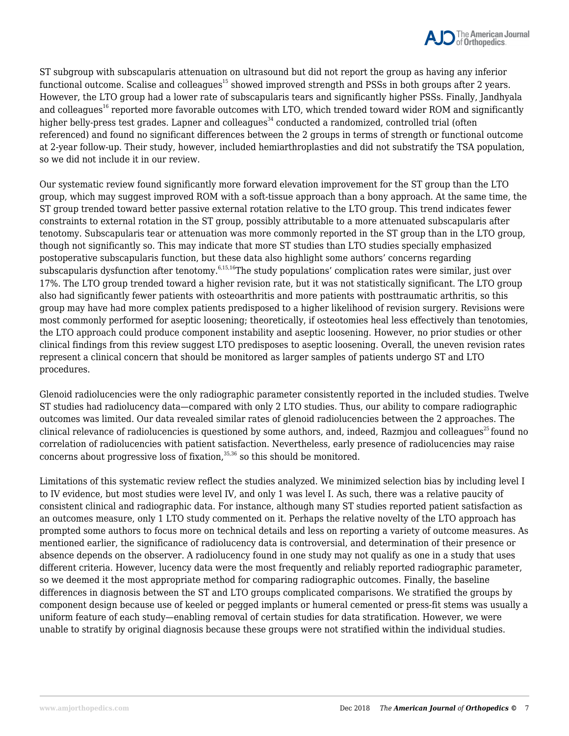ST subgroup with subscapularis attenuation on ultrasound but did not report the group as having any inferior functional outcome. Scalise and colleagues[15] showed improved strength and PSSs in both groups after 2 years. However, the LTO group had a lower rate of subscapularis tears and significantly higher PSSs. Finally, Jandhyala and colleagues[16] reported more favorable outcomes with LTO, which trended toward wider ROM and significantly higher belly-press test grades. Lapner and colleagues[34] conducted a randomized, controlled trial (often referenced) and found no significant differences between the 2 groups in terms of strength or functional outcome at 2-year follow-up. Their study, however, included hemiarthroplasties and did not substratify the TSA population, so we did not include it in our review.

Our systematic review found significantly more forward elevation improvement for the ST group than the LTO group, which may suggest improved ROM with a soft-tissue approach than a bony approach. At the same time, the ST group trended toward better passive external rotation relative to the LTO group. This trend indicates fewer constraints to external rotation in the ST group, possibly attributable to a more attenuated subscapularis after tenotomy. Subscapularis tear or attenuation was more commonly reported in the ST group than in the LTO group, though not significantly so. This may indicate that more ST studies than LTO studies specially emphasized postoperative subscapularis function, but these data also highlight some authors' concerns regarding subscapularis dysfunction after tenotomy.[6,15,16] The study populations' complication rates were similar, just over 17%. The LTO group trended toward a higher revision rate, but it was not statistically significant. The LTO group also had significantly fewer patients with osteoarthritis and more patients with posttraumatic arthritis, so this group may have had more complex patients predisposed to a higher likelihood of revision surgery. Revisions were most commonly performed for aseptic loosening; theoretically, if osteotomies heal less effectively than tenotomies, the LTO approach could produce component instability and aseptic loosening. However, no prior studies or other clinical findings from this review suggest LTO predisposes to aseptic loosening. Overall, the uneven revision rates represent a clinical concern that should be monitored as larger samples of patients undergo ST and LTO procedures.

Glenoid radiolucencies were the only radiographic parameter consistently reported in the included studies. Twelve ST studies had radiolucency data—compared with only 2 LTO studies. Thus, our ability to compare radiographic outcomes was limited. Our data revealed similar rates of glenoid radiolucencies between the 2 approaches. The clinical relevance of radiolucencies is questioned by some authors, and, indeed, Razmjou and colleagues[25] found no correlation of radiolucencies with patient satisfaction. Nevertheless, early presence of radiolucencies may raise concerns about progressive loss of fixation,[35,36] so this should be monitored.

Limitations of this systematic review reflect the studies analyzed. We minimized selection bias by including level I to IV evidence, but most studies were level IV, and only 1 was level I. As such, there was a relative paucity of consistent clinical and radiographic data. For instance, although many ST studies reported patient satisfaction as an outcomes measure, only 1 LTO study commented on it. Perhaps the relative novelty of the LTO approach has prompted some authors to focus more on technical details and less on reporting a variety of outcome measures. As mentioned earlier, the significance of radiolucency data is controversial, and determination of their presence or absence depends on the observer. A radiolucency found in one study may not qualify as one in a study that uses different criteria. However, lucency data were the most frequently and reliably reported radiographic parameter, so we deemed it the most appropriate method for comparing radiographic outcomes. Finally, the baseline differences in diagnosis between the ST and LTO groups complicated comparisons. We stratified the groups by component design because use of keeled or pegged implants or humeral cemented or press-fit stems was usually a uniform feature of each study—enabling removal of certain studies for data stratification. However, we were unable to stratify by original diagnosis because these groups were not stratified within the individual studies.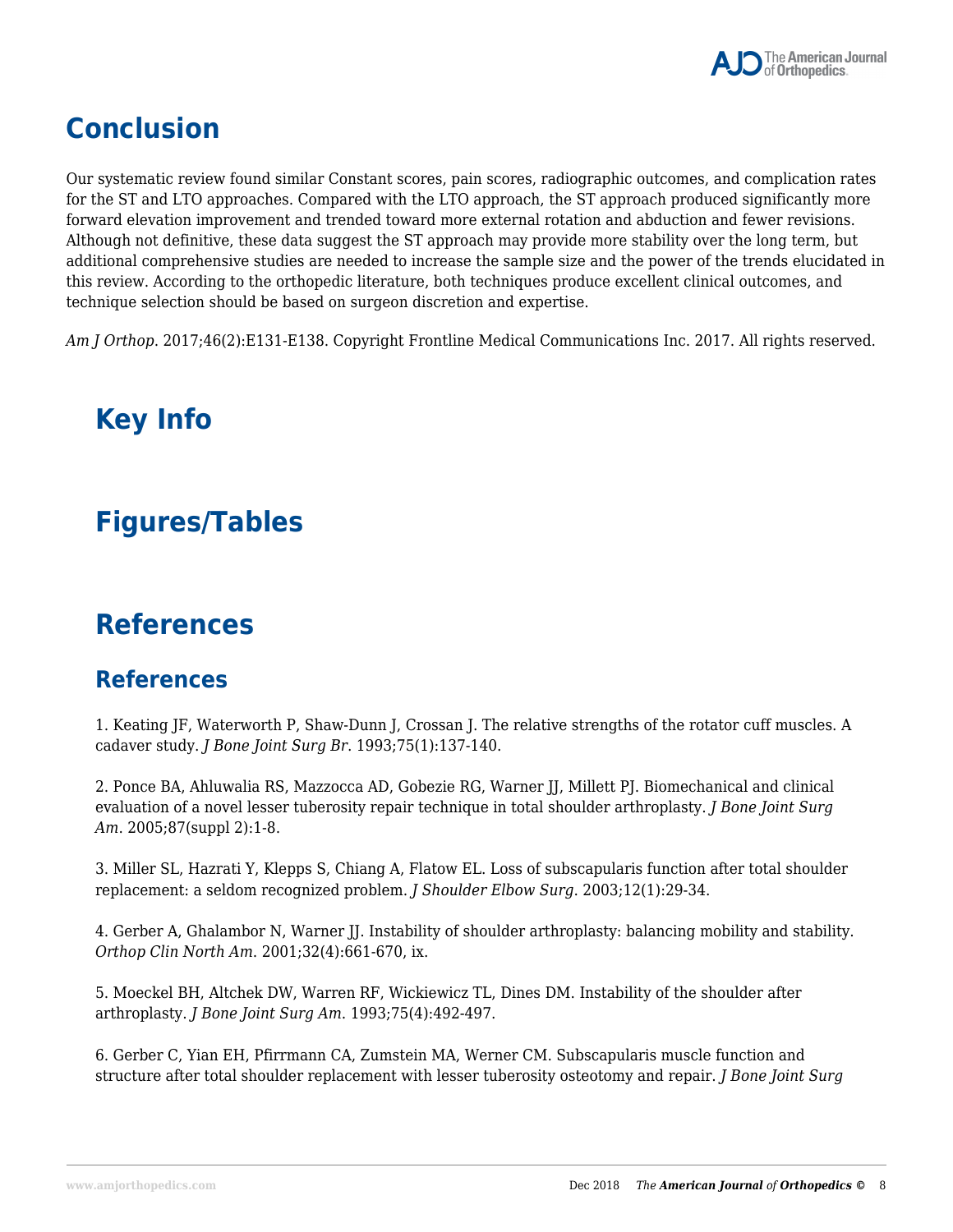## Conclusion

Our systematic review found similar Constant scores, pain scores, radiographic outcomes, and complication rates for the ST and LTO approaches. Compared with the LTO approach, the ST approach produced significantly more forward elevation improvement and trended toward more external rotation and abduction and fewer revisions. Although not definitive, these data suggest the ST approach may provide more stability over the long term, but additional comprehensive studies are needed to increase the sample size and the power of the trends elucidated in this review. According to the orthopedic literature, both techniques produce excellent clinical outcomes, and technique selection should be based on surgeon discretion and expertise.

*Am J Orthop*. 2017;46(2):E131-E138. Copyright Frontline Medical Communications Inc. 2017. All rights reserved.

## Key Info

## Figures/Tables

## References

### References

1. Keating JF, Waterworth P, Shaw-Dunn J, Crossan J. The relative strengths of the rotator cuff muscles. A cadaver study. *J Bone Joint Surg Br*. 1993;75(1):137-140.

2. Ponce BA, Ahluwalia RS, Mazzocca AD, Gobezie RG, Warner JJ, Millett PJ. Biomechanical and clinical evaluation of a novel lesser tuberosity repair technique in total shoulder arthroplasty. *J Bone Joint Surg Am*. 2005;87(suppl 2):1-8.

3. Miller SL, Hazrati Y, Klepps S, Chiang A, Flatow EL. Loss of subscapularis function after total shoulder replacement: a seldom recognized problem. *J Shoulder Elbow Surg*. 2003;12(1):29-34.

4. Gerber A, Ghalambor N, Warner JJ. Instability of shoulder arthroplasty: balancing mobility and stability. *Orthop Clin North Am*. 2001;32(4):661-670, ix.

5. Moeckel BH, Altchek DW, Warren RF, Wickiewicz TL, Dines DM. Instability of the shoulder after arthroplasty. *J Bone Joint Surg Am*. 1993;75(4):492-497.

6. Gerber C, Yian EH, Pfirrmann CA, Zumstein MA, Werner CM. Subscapularis muscle function and structure after total shoulder replacement with lesser tuberosity osteotomy and repair. *J Bone Joint Surg*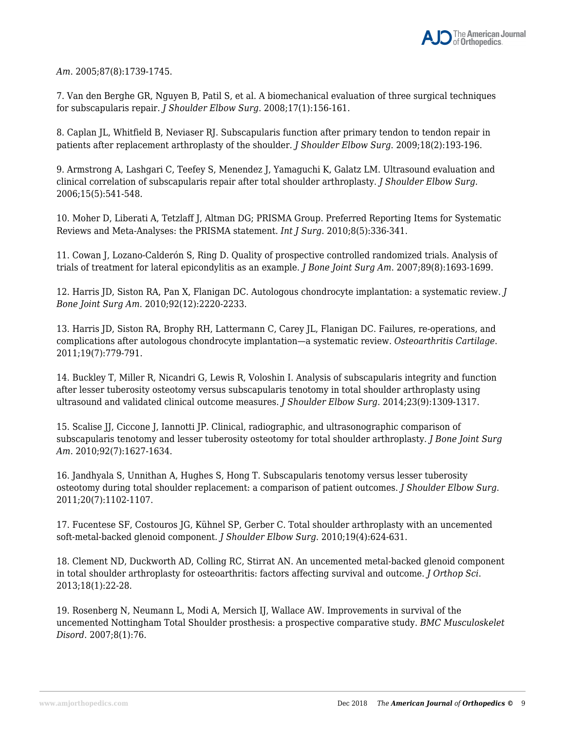*Am*. 2005;87(8):1739-1745.

7. Van den Berghe GR, Nguyen B, Patil S, et al. A biomechanical evaluation of three surgical techniques for subscapularis repair. *J Shoulder Elbow Surg*. 2008;17(1):156-161.

8. Caplan JL, Whitfield B, Neviaser RJ. Subscapularis function after primary tendon to tendon repair in patients after replacement arthroplasty of the shoulder. *J Shoulder Elbow Surg*. 2009;18(2):193-196.

9. Armstrong A, Lashgari C, Teefey S, Menendez J, Yamaguchi K, Galatz LM. Ultrasound evaluation and clinical correlation of subscapularis repair after total shoulder arthroplasty. *J Shoulder Elbow Surg*. 2006;15(5):541-548.

10. Moher D, Liberati A, Tetzlaff J, Altman DG; PRISMA Group. Preferred Reporting Items for Systematic Reviews and Meta-Analyses: the PRISMA statement. *Int J Surg*. 2010;8(5):336-341.

11. Cowan J, Lozano-Calderón S, Ring D. Quality of prospective controlled randomized trials. Analysis of trials of treatment for lateral epicondylitis as an example. *J Bone Joint Surg Am*. 2007;89(8):1693-1699.

12. Harris JD, Siston RA, Pan X, Flanigan DC. Autologous chondrocyte implantation: a systematic review. *J Bone Joint Surg Am*. 2010;92(12):2220-2233.

13. Harris JD, Siston RA, Brophy RH, Lattermann C, Carey JL, Flanigan DC. Failures, re-operations, and complications after autologous chondrocyte implantation—a systematic review. *Osteoarthritis Cartilage*. 2011;19(7):779-791.

14. Buckley T, Miller R, Nicandri G, Lewis R, Voloshin I. Analysis of subscapularis integrity and function after lesser tuberosity osteotomy versus subscapularis tenotomy in total shoulder arthroplasty using ultrasound and validated clinical outcome measures. *J Shoulder Elbow Surg*. 2014;23(9):1309-1317.

15. Scalise JJ, Ciccone J, Iannotti JP. Clinical, radiographic, and ultrasonographic comparison of subscapularis tenotomy and lesser tuberosity osteotomy for total shoulder arthroplasty. *J Bone Joint Surg Am*. 2010;92(7):1627-1634.

16. Jandhyala S, Unnithan A, Hughes S, Hong T. Subscapularis tenotomy versus lesser tuberosity osteotomy during total shoulder replacement: a comparison of patient outcomes. *J Shoulder Elbow Surg*. 2011;20(7):1102-1107.

17. Fucentese SF, Costouros JG, Kühnel SP, Gerber C. Total shoulder arthroplasty with an uncemented soft-metal-backed glenoid component. *J Shoulder Elbow Surg*. 2010;19(4):624-631.

18. Clement ND, Duckworth AD, Colling RC, Stirrat AN. An uncemented metal-backed glenoid component in total shoulder arthroplasty for osteoarthritis: factors affecting survival and outcome. *J Orthop Sci*. 2013;18(1):22-28.

19. Rosenberg N, Neumann L, Modi A, Mersich IJ, Wallace AW. Improvements in survival of the uncemented Nottingham Total Shoulder prosthesis: a prospective comparative study. *BMC Musculoskelet Disord*. 2007;8(1):76.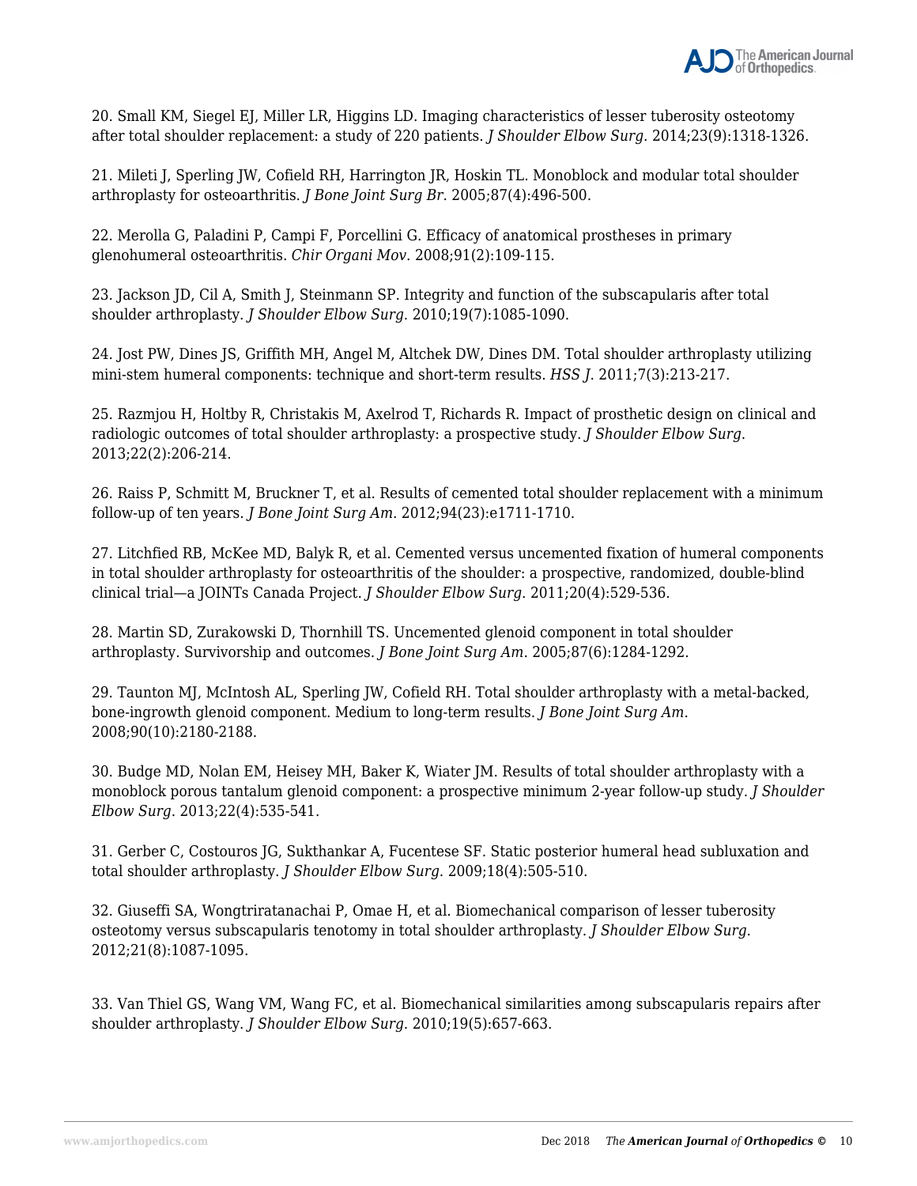20. Small KM, Siegel EJ, Miller LR, Higgins LD. Imaging characteristics of lesser tuberosity osteotomy after total shoulder replacement: a study of 220 patients. *J Shoulder Elbow Surg*. 2014;23(9):1318-1326.

21. Mileti J, Sperling JW, Cofield RH, Harrington JR, Hoskin TL. Monoblock and modular total shoulder arthroplasty for osteoarthritis. *J Bone Joint Surg Br*. 2005;87(4):496-500.

22. Merolla G, Paladini P, Campi F, Porcellini G. Efficacy of anatomical prostheses in primary glenohumeral osteoarthritis. *Chir Organi Mov*. 2008;91(2):109-115.

23. Jackson JD, Cil A, Smith J, Steinmann SP. Integrity and function of the subscapularis after total shoulder arthroplasty. *J Shoulder Elbow Surg*. 2010;19(7):1085-1090.

24. Jost PW, Dines JS, Griffith MH, Angel M, Altchek DW, Dines DM. Total shoulder arthroplasty utilizing mini-stem humeral components: technique and short-term results. *HSS J*. 2011;7(3):213-217.

25. Razmjou H, Holtby R, Christakis M, Axelrod T, Richards R. Impact of prosthetic design on clinical and radiologic outcomes of total shoulder arthroplasty: a prospective study. *J Shoulder Elbow Surg*. 2013;22(2):206-214.

26. Raiss P, Schmitt M, Bruckner T, et al. Results of cemented total shoulder replacement with a minimum follow-up of ten years. *J Bone Joint Surg Am*. 2012;94(23):e1711-1710.

27. Litchfied RB, McKee MD, Balyk R, et al. Cemented versus uncemented fixation of humeral components in total shoulder arthroplasty for osteoarthritis of the shoulder: a prospective, randomized, double-blind clinical trial—a JOINTs Canada Project. *J Shoulder Elbow Surg*. 2011;20(4):529-536.

28. Martin SD, Zurakowski D, Thornhill TS. Uncemented glenoid component in total shoulder arthroplasty. Survivorship and outcomes. *J Bone Joint Surg Am*. 2005;87(6):1284-1292.

29. Taunton MJ, McIntosh AL, Sperling JW, Cofield RH. Total shoulder arthroplasty with a metal-backed, bone-ingrowth glenoid component. Medium to long-term results. *J Bone Joint Surg Am*. 2008;90(10):2180-2188.

30. Budge MD, Nolan EM, Heisey MH, Baker K, Wiater JM. Results of total shoulder arthroplasty with a monoblock porous tantalum glenoid component: a prospective minimum 2-year follow-up study. *J Shoulder Elbow Surg*. 2013;22(4):535-541.

31. Gerber C, Costouros JG, Sukthankar A, Fucentese SF. Static posterior humeral head subluxation and total shoulder arthroplasty. *J Shoulder Elbow Surg*. 2009;18(4):505-510.

32. Giuseffi SA, Wongtriratanachai P, Omae H, et al. Biomechanical comparison of lesser tuberosity osteotomy versus subscapularis tenotomy in total shoulder arthroplasty. *J Shoulder Elbow Surg*. 2012;21(8):1087-1095.

33. Van Thiel GS, Wang VM, Wang FC, et al. Biomechanical similarities among subscapularis repairs after shoulder arthroplasty. *J Shoulder Elbow Surg*. 2010;19(5):657-663.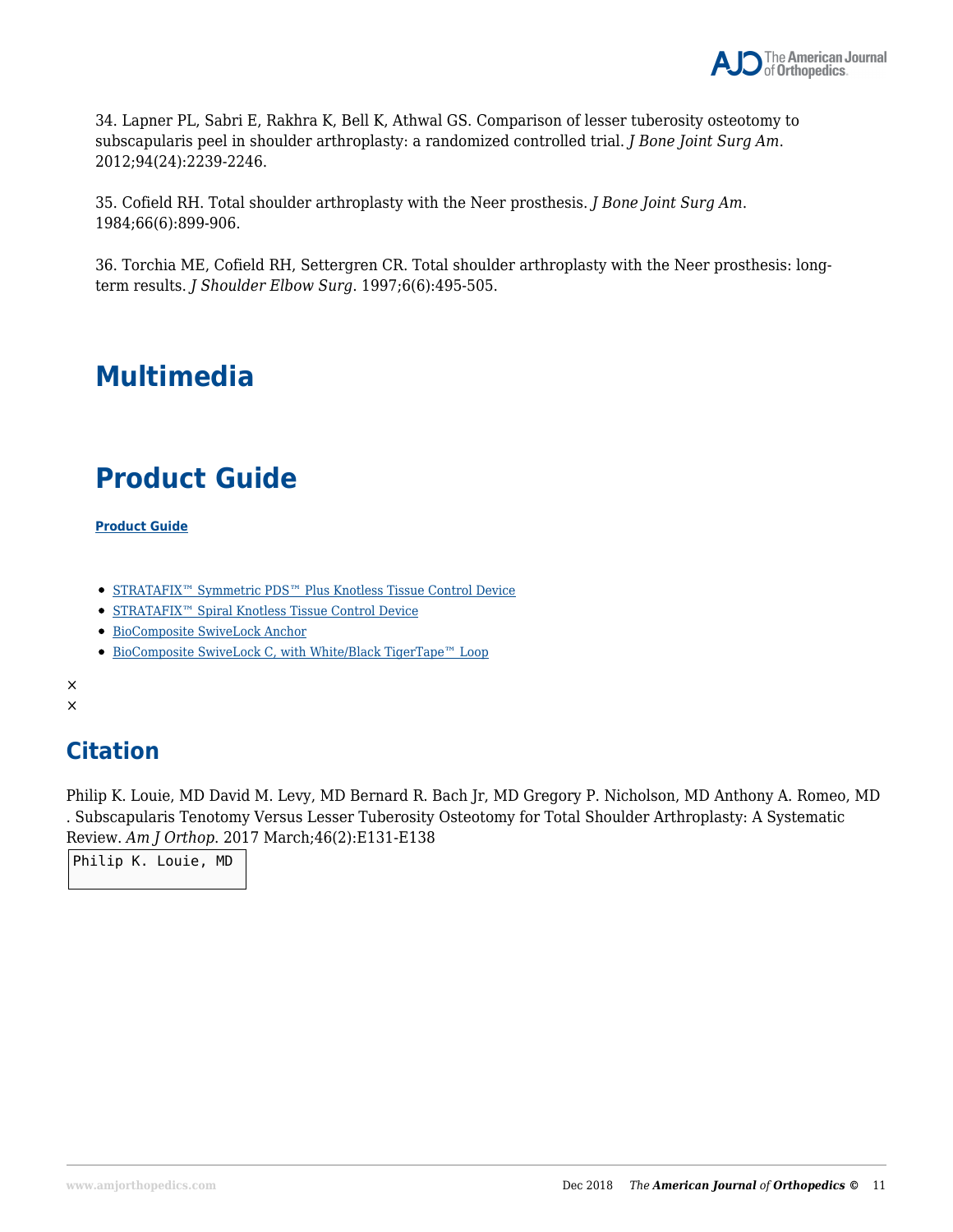34. Lapner PL, Sabri E, Rakhra K, Bell K, Athwal GS. Comparison of lesser tuberosity osteotomy to subscapularis peel in shoulder arthroplasty: a randomized controlled trial. *J Bone Joint Surg Am*. 2012;94(24):2239-2246.

35. Cofield RH. Total shoulder arthroplasty with the Neer prosthesis. *J Bone Joint Surg Am*. 1984;66(6):899-906.

36. Torchia ME, Cofield RH, Settergren CR. Total shoulder arthroplasty with the Neer prosthesis: long-term results. *J Shoulder Elbow Surg*. 1997;6(6):495-505.

# Multimedia

# Product Guide

**Product Guide**

- STRATAFIX™ Symmetric PDS™ Plus Knotless Tissue Control Device
- STRATAFIX™ Spiral Knotless Tissue Control Device
- BioComposite SwiveLock Anchor
- BioComposite SwiveLock C, with White/Black TigerTape™ Loop

×
×

## Citation

Philip K. Louie, MD David M. Levy, MD Bernard R. Bach Jr, MD Gregory P. Nicholson, MD Anthony A. Romeo, MD . Subscapularis Tenotomy Versus Lesser Tuberosity Osteotomy for Total Shoulder Arthroplasty: A Systematic Review. *Am J Orthop*. 2017 March;46(2):E131-E138

```
Philip K. Louie, MD
```